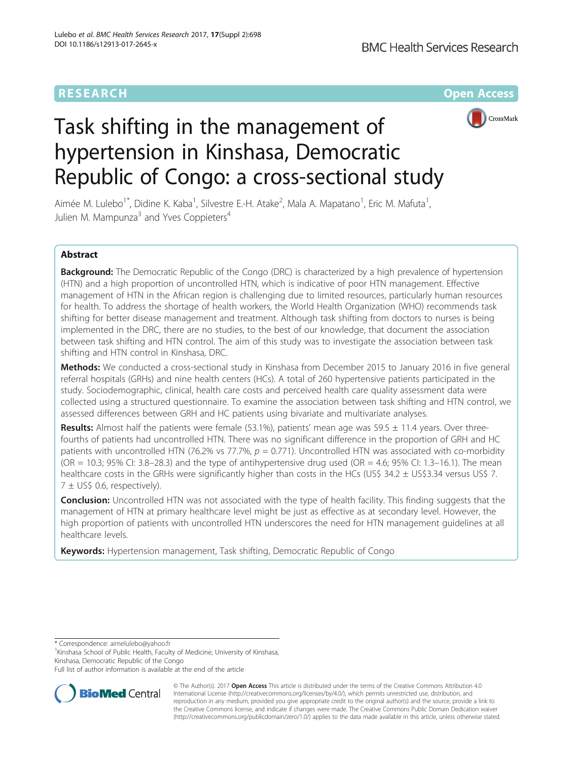RESEARCH **Open Access**

# Task shifting in the management of hypertension in Kinshasa, Democratic Republic of Congo: a cross-sectional study

Aimée M. Lulebo[1*], Didine K. Kaba[1], Silvestre E.-H. Atake[2], Mala A. Mapatano[1], Eric M. Mafuta[1], Julien M. Mampunza[3] and Yves Coppieters[4]

## Abstract

**Background:** The Democratic Republic of the Congo (DRC) is characterized by a high prevalence of hypertension (HTN) and a high proportion of uncontrolled HTN, which is indicative of poor HTN management. Effective management of HTN in the African region is challenging due to limited resources, particularly human resources for health. To address the shortage of health workers, the World Health Organization (WHO) recommends task shifting for better disease management and treatment. Although task shifting from doctors to nurses is being implemented in the DRC, there are no studies, to the best of our knowledge, that document the association between task shifting and HTN control. The aim of this study was to investigate the association between task shifting and HTN control in Kinshasa, DRC.

**Methods:** We conducted a cross-sectional study in Kinshasa from December 2015 to January 2016 in five general referral hospitals (GRHs) and nine health centers (HCs). A total of 260 hypertensive patients participated in the study. Sociodemographic, clinical, health care costs and perceived health care quality assessment data were collected using a structured questionnaire. To examine the association between task shifting and HTN control, we assessed differences between GRH and HC patients using bivariate and multivariate analyses.

**Results:** Almost half the patients were female (53.1%), patients' mean age was 59.5 ± 11.4 years. Over three-fourths of patients had uncontrolled HTN. There was no significant difference in the proportion of GRH and HC patients with uncontrolled HTN (76.2% vs 77.7%, $p = 0.771$). Uncontrolled HTN was associated with co-morbidity (OR = 10.3; 95% CI: 3.8–28.3) and the type of antihypertensive drug used (OR = 4.6; 95% CI: 1.3–16.1). The mean healthcare costs in the GRHs were significantly higher than costs in the HCs (US$ 34.2 ± US$3.34 versus US$ 7.7 ± US$ 0.6, respectively).

**Conclusion:** Uncontrolled HTN was not associated with the type of health facility. This finding suggests that the management of HTN at primary healthcare level might be just as effective as at secondary level. However, the high proportion of patients with uncontrolled HTN underscores the need for HTN management guidelines at all healthcare levels.

**Keywords:** Hypertension management, Task shifting, Democratic Republic of Congo

---

* Correspondence: aimelulebo@yahoo.fr
[1]Kinshasa School of Public Health, Faculty of Medicine, University of Kinshasa, Kinshasa, Democratic Republic of the Congo
Full list of author information is available at the end of the article

© The Author(s). 2017 **Open Access** This article is distributed under the terms of the Creative Commons Attribution 4.0 International License (http://creativecommons.org/licenses/by/4.0/), which permits unrestricted use, distribution, and reproduction in any medium, provided you give appropriate credit to the original author(s) and the source, provide a link to the Creative Commons license, and indicate if changes were made. The Creative Commons Public Domain Dedication waiver (http://creativecommons.org/publicdomain/zero/1.0/) applies to the data made available in this article, unless otherwise stated.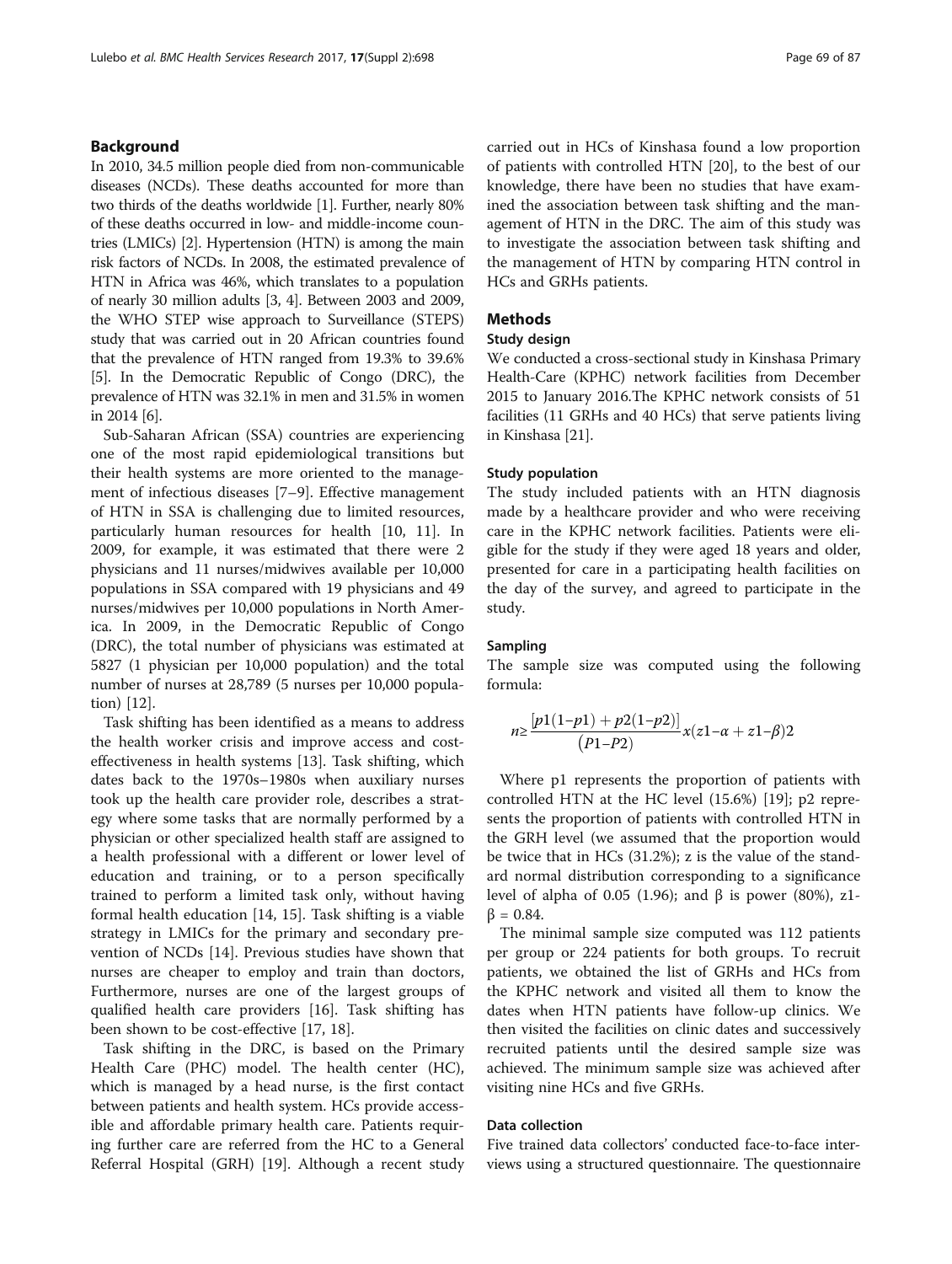## Background

In 2010, 34.5 million people died from non-communicable diseases (NCDs). These deaths accounted for more than two thirds of the deaths worldwide [1]. Further, nearly 80% of these deaths occurred in low- and middle-income countries (LMICs) [2]. Hypertension (HTN) is among the main risk factors of NCDs. In 2008, the estimated prevalence of HTN in Africa was 46%, which translates to a population of nearly 30 million adults [3, 4]. Between 2003 and 2009, the WHO STEP wise approach to Surveillance (STEPS) study that was carried out in 20 African countries found that the prevalence of HTN ranged from 19.3% to 39.6% [5]. In the Democratic Republic of Congo (DRC), the prevalence of HTN was 32.1% in men and 31.5% in women in 2014 [6].

Sub-Saharan African (SSA) countries are experiencing one of the most rapid epidemiological transitions but their health systems are more oriented to the management of infectious diseases [7–9]. Effective management of HTN in SSA is challenging due to limited resources, particularly human resources for health [10, 11]. In 2009, for example, it was estimated that there were 2 physicians and 11 nurses/midwives available per 10,000 populations in SSA compared with 19 physicians and 49 nurses/midwives per 10,000 populations in North America. In 2009, in the Democratic Republic of Congo (DRC), the total number of physicians was estimated at 5827 (1 physician per 10,000 population) and the total number of nurses at 28,789 (5 nurses per 10,000 population) [12].

Task shifting has been identified as a means to address the health worker crisis and improve access and cost-effectiveness in health systems [13]. Task shifting, which dates back to the 1970s–1980s when auxiliary nurses took up the health care provider role, describes a strategy where some tasks that are normally performed by a physician or other specialized health staff are assigned to a health professional with a different or lower level of education and training, or to a person specifically trained to perform a limited task only, without having formal health education [14, 15]. Task shifting is a viable strategy in LMICs for the primary and secondary prevention of NCDs [14]. Previous studies have shown that nurses are cheaper to employ and train than doctors, Furthermore, nurses are one of the largest groups of qualified health care providers [16]. Task shifting has been shown to be cost-effective [17, 18].

Task shifting in the DRC, is based on the Primary Health Care (PHC) model. The health center (HC), which is managed by a head nurse, is the first contact between patients and health system. HCs provide accessible and affordable primary health care. Patients requiring further care are referred from the HC to a General Referral Hospital (GRH) [19]. Although a recent study carried out in HCs of Kinshasa found a low proportion of patients with controlled HTN [20], to the best of our knowledge, there have been no studies that have examined the association between task shifting and the management of HTN in the DRC. The aim of this study was to investigate the association between task shifting and the management of HTN by comparing HTN control in HCs and GRHs patients.

## Methods

### Study design

We conducted a cross-sectional study in Kinshasa Primary Health-Care (KPHC) network facilities from December 2015 to January 2016.The KPHC network consists of 51 facilities (11 GRHs and 40 HCs) that serve patients living in Kinshasa [21].

### Study population

The study included patients with an HTN diagnosis made by a healthcare provider and who were receiving care in the KPHC network facilities. Patients were eligible for the study if they were aged 18 years and older, presented for care in a participating health facilities on the day of the survey, and agreed to participate in the study.

### Sampling

The sample size was computed using the following formula:

$$n \geq \frac{[p1(1-p1) + p2(1-p2)]}{(P1-P2)} x(z1-\alpha + z1-\beta)2$$

Where p1 represents the proportion of patients with controlled HTN at the HC level (15.6%) [19]; p2 represents the proportion of patients with controlled HTN in the GRH level (we assumed that the proportion would be twice that in HCs (31.2%); z is the value of the standard normal distribution corresponding to a significance level of alpha of 0.05 (1.96); and β is power (80%), $z1\text{-}\beta = 0.84$.

The minimal sample size computed was 112 patients per group or 224 patients for both groups. To recruit patients, we obtained the list of GRHs and HCs from the KPHC network and visited all them to know the dates when HTN patients have follow-up clinics. We then visited the facilities on clinic dates and successively recruited patients until the desired sample size was achieved. The minimum sample size was achieved after visiting nine HCs and five GRHs.

### Data collection

Five trained data collectors' conducted face-to-face interviews using a structured questionnaire. The questionnaire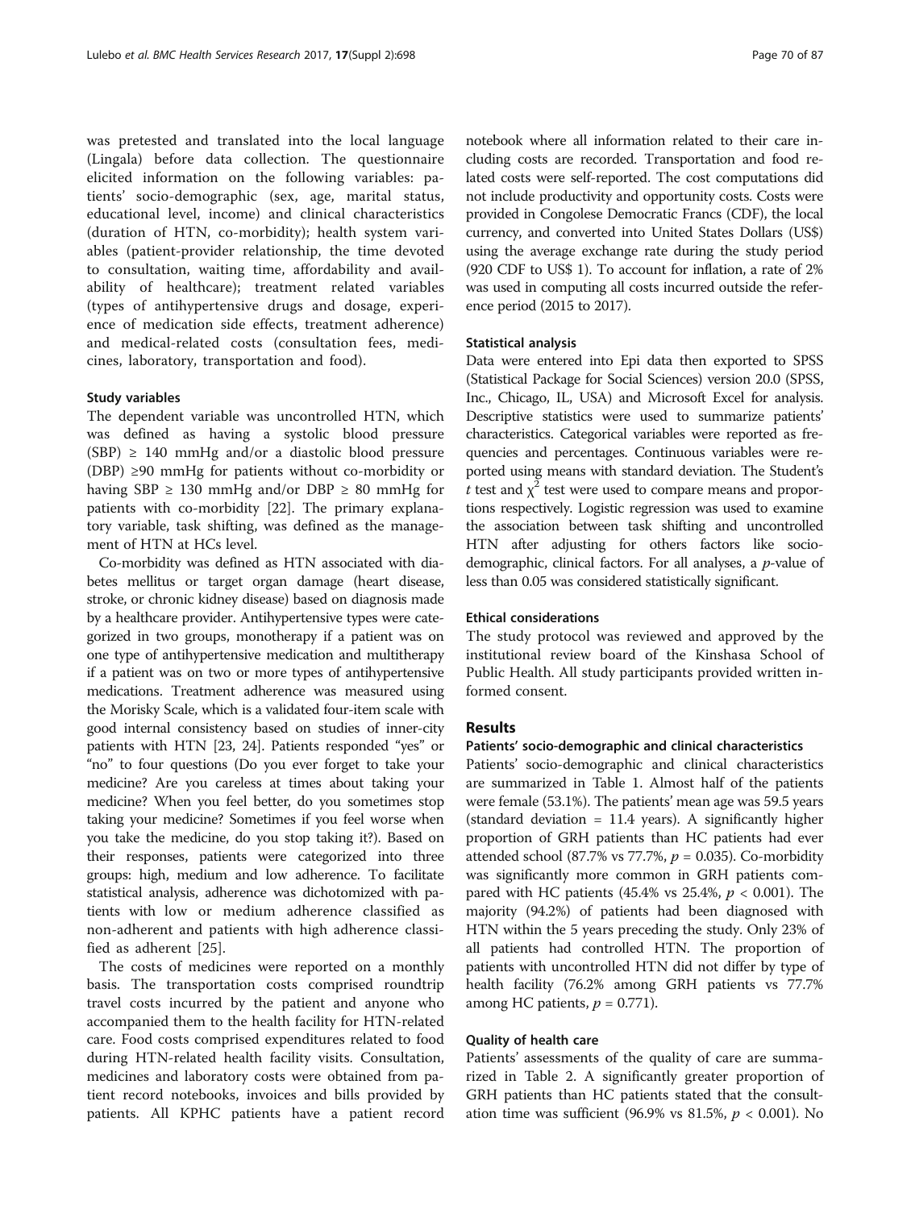was pretested and translated into the local language (Lingala) before data collection. The questionnaire elicited information on the following variables: patients' socio-demographic (sex, age, marital status, educational level, income) and clinical characteristics (duration of HTN, co-morbidity); health system variables (patient-provider relationship, the time devoted to consultation, waiting time, affordability and availability of healthcare); treatment related variables (types of antihypertensive drugs and dosage, experience of medication side effects, treatment adherence) and medical-related costs (consultation fees, medicines, laboratory, transportation and food).

### Study variables

The dependent variable was uncontrolled HTN, which was defined as having a systolic blood pressure (SBP) ≥ 140 mmHg and/or a diastolic blood pressure (DBP) ≥90 mmHg for patients without co-morbidity or having SBP ≥ 130 mmHg and/or DBP ≥ 80 mmHg for patients with co-morbidity [22]. The primary explanatory variable, task shifting, was defined as the management of HTN at HCs level.

Co-morbidity was defined as HTN associated with diabetes mellitus or target organ damage (heart disease, stroke, or chronic kidney disease) based on diagnosis made by a healthcare provider. Antihypertensive types were categorized in two groups, monotherapy if a patient was on one type of antihypertensive medication and multitherapy if a patient was on two or more types of antihypertensive medications. Treatment adherence was measured using the Morisky Scale, which is a validated four-item scale with good internal consistency based on studies of inner-city patients with HTN [23, 24]. Patients responded "yes" or "no" to four questions (Do you ever forget to take your medicine? Are you careless at times about taking your medicine? When you feel better, do you sometimes stop taking your medicine? Sometimes if you feel worse when you take the medicine, do you stop taking it?). Based on their responses, patients were categorized into three groups: high, medium and low adherence. To facilitate statistical analysis, adherence was dichotomized with patients with low or medium adherence classified as non-adherent and patients with high adherence classified as adherent [25].

The costs of medicines were reported on a monthly basis. The transportation costs comprised roundtrip travel costs incurred by the patient and anyone who accompanied them to the health facility for HTN-related care. Food costs comprised expenditures related to food during HTN-related health facility visits. Consultation, medicines and laboratory costs were obtained from patient record notebooks, invoices and bills provided by patients. All KPHC patients have a patient record notebook where all information related to their care including costs are recorded. Transportation and food related costs were self-reported. The cost computations did not include productivity and opportunity costs. Costs were provided in Congolese Democratic Francs (CDF), the local currency, and converted into United States Dollars (US$) using the average exchange rate during the study period (920 CDF to US$ 1). To account for inflation, a rate of 2% was used in computing all costs incurred outside the reference period (2015 to 2017).

### Statistical analysis

Data were entered into Epi data then exported to SPSS (Statistical Package for Social Sciences) version 20.0 (SPSS, Inc., Chicago, IL, USA) and Microsoft Excel for analysis. Descriptive statistics were used to summarize patients' characteristics. Categorical variables were reported as frequencies and percentages. Continuous variables were reported using means with standard deviation. The Student's $t$ test and $\chi^2$ test were used to compare means and proportions respectively. Logistic regression was used to examine the association between task shifting and uncontrolled HTN after adjusting for others factors like socio-demographic, clinical factors. For all analyses, a $p$-value of less than 0.05 was considered statistically significant.

### Ethical considerations

The study protocol was reviewed and approved by the institutional review board of the Kinshasa School of Public Health. All study participants provided written informed consent.

## Results

### Patients' socio-demographic and clinical characteristics

Patients' socio-demographic and clinical characteristics are summarized in Table 1. Almost half of the patients were female (53.1%). The patients' mean age was 59.5 years (standard deviation = 11.4 years). A significantly higher proportion of GRH patients than HC patients had ever attended school (87.7% vs 77.7%, $p = 0.035$). Co-morbidity was significantly more common in GRH patients compared with HC patients (45.4% vs 25.4%, $p < 0.001$). The majority (94.2%) of patients had been diagnosed with HTN within the 5 years preceding the study. Only 23% of all patients had controlled HTN. The proportion of patients with uncontrolled HTN did not differ by type of health facility (76.2% among GRH patients vs 77.7% among HC patients, $p = 0.771$).

### Quality of health care

Patients' assessments of the quality of care are summarized in Table 2. A significantly greater proportion of GRH patients than HC patients stated that the consultation time was sufficient (96.9% vs 81.5%, $p < 0.001$). No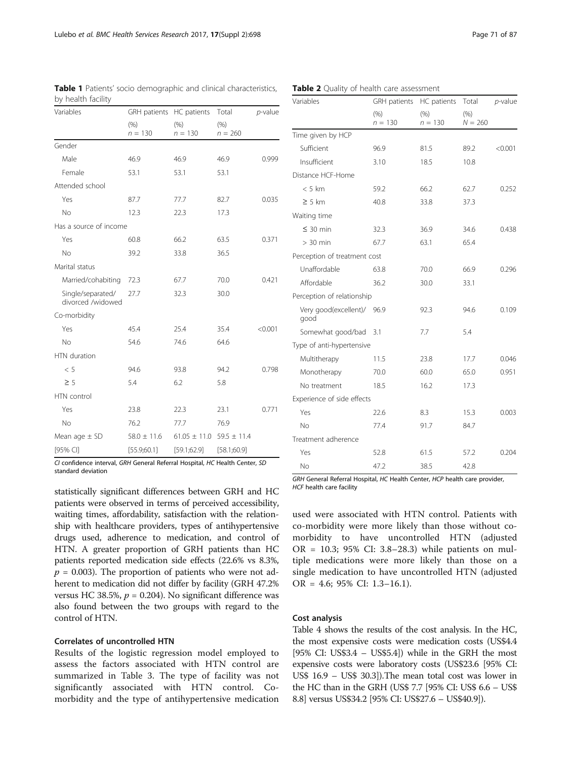**Table 1** Patients' socio demographic and clinical characteristics, by health facility

| Variables | GRH patients | HC patients | Total | *p*-value |
|---|---|---|---|---|
| | (%) $n = 130$ | (%) $n = 130$ | (%) $n = 260$ | |
| Gender | | | | |
| Male | 46.9 | 46.9 | 46.9 | 0.999 |
| Female | 53.1 | 53.1 | 53.1 | |
| Attended school | | | | |
| Yes | 87.7 | 77.7 | 82.7 | 0.035 |
| No | 12.3 | 22.3 | 17.3 | |
| Has a source of income | | | | |
| Yes | 60.8 | 66.2 | 63.5 | 0.371 |
| No | 39.2 | 33.8 | 36.5 | |
| Marital status | | | | |
| Married/cohabiting | 72.3 | 67.7 | 70.0 | 0.421 |
| Single/separated/ divorced /widowed | 27.7 | 32.3 | 30.0 | |
| Co-morbidity | | | | |
| Yes | 45.4 | 25.4 | 35.4 | <0.001 |
| No | 54.6 | 74.6 | 64.6 | |
| HTN duration | | | | |
| < 5 | 94.6 | 93.8 | 94.2 | 0.798 |
| ≥ 5 | 5.4 | 6.2 | 5.8 | |
| HTN control | | | | |
| Yes | 23.8 | 22.3 | 23.1 | 0.771 |
| No | 76.2 | 77.7 | 76.9 | |
| Mean age ± SD | 58.0 ± 11.6 | 61.05 ± 11.0 | 59.5 ± 11.4 | |
| [95% CI] | [55.9;60.1] | [59.1;62.9] | [58.1;60.9] | |

*CI* confidence interval, *GRH* General Referral Hospital, *HC* Health Center, *SD* standard deviation

**Table 2** Quality of health care assessment

| Variables | GRH patients | HC patients | Total | *p*-value |
|---|---|---|---|---|
| | (%) $n = 130$ | (%) $n = 130$ | (%) $N = 260$ | |
| Time given by HCP | | | | |
| Sufficient | 96.9 | 81.5 | 89.2 | <0.001 |
| Insufficient | 3.10 | 18.5 | 10.8 | |
| Distance HCF-Home | | | | |
| < 5 km | 59.2 | 66.2 | 62.7 | 0.252 |
| ≥ 5 km | 40.8 | 33.8 | 37.3 | |
| Waiting time | | | | |
| ≤ 30 min | 32.3 | 36.9 | 34.6 | 0.438 |
| > 30 min | 67.7 | 63.1 | 65.4 | |
| Perception of treatment cost | | | | |
| Unaffordable | 63.8 | 70.0 | 66.9 | 0.296 |
| Affordable | 36.2 | 30.0 | 33.1 | |
| Perception of relationship | | | | |
| Very good(excellent)/ good | 96.9 | 92.3 | 94.6 | 0.109 |
| Somewhat good/bad | 3.1 | 7.7 | 5.4 | |
| Type of anti-hypertensive | | | | |
| Multitherapy | 11.5 | 23.8 | 17.7 | 0.046 |
| Monotherapy | 70.0 | 60.0 | 65.0 | 0.951 |
| No treatment | 18.5 | 16.2 | 17.3 | |
| Experience of side effects | | | | |
| Yes | 22.6 | 8.3 | 15.3 | 0.003 |
| No | 77.4 | 91.7 | 84.7 | |
| Treatment adherence | | | | |
| Yes | 52.8 | 61.5 | 57.2 | 0.204 |
| No | 47.2 | 38.5 | 42.8 | |

*GRH* General Referral Hospital, *HC* Health Center, *HCP* health care provider, *HCF* health care facility

statistically significant differences between GRH and HC patients were observed in terms of perceived accessibility, waiting times, affordability, satisfaction with the relationship with healthcare providers, types of antihypertensive drugs used, adherence to medication, and control of HTN. A greater proportion of GRH patients than HC patients reported medication side effects (22.6% vs 8.3%, $p = 0.003$). The proportion of patients who were not adherent to medication did not differ by facility (GRH 47.2% versus HC 38.5%, $p = 0.204$). No significant difference was also found between the two groups with regard to the control of HTN.

### Correlates of uncontrolled HTN

Results of the logistic regression model employed to assess the factors associated with HTN control are summarized in Table 3. The type of facility was not significantly associated with HTN control. Co-morbidity and the type of antihypertensive medication used were associated with HTN control. Patients with co-morbidity were more likely than those without co-morbidity to have uncontrolled HTN (adjusted OR = 10.3; 95% CI: 3.8–28.3) while patients on multiple medications were more likely than those on a single medication to have uncontrolled HTN (adjusted OR = 4.6; 95% CI: 1.3–16.1).

### Cost analysis

Table 4 shows the results of the cost analysis. In the HC, the most expensive costs were medication costs (US$4.4 [95% CI: US$3.4 – US$5.4]) while in the GRH the most expensive costs were laboratory costs (US$23.6 [95% CI: US$ 16.9 – US$ 30.3]).The mean total cost was lower in the HC than in the GRH (US$ 7.7 [95% CI: US$ 6.6 – US$ 8.8] versus US$34.2 [95% CI: US$27.6 – US$40.9]).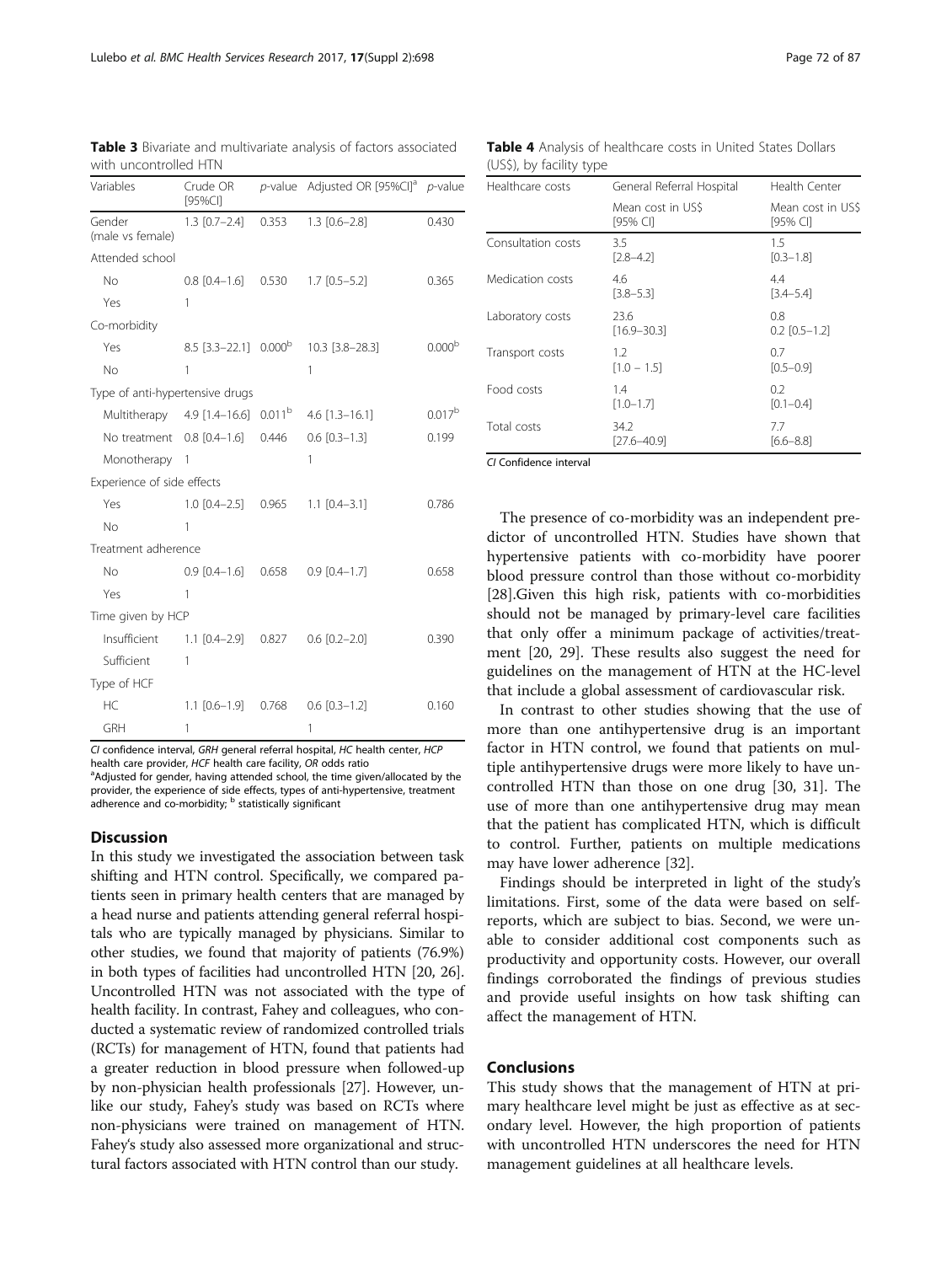**Table 3** Bivariate and multivariate analysis of factors associated with uncontrolled HTN

| Variables | Crude OR [95%CI] | *p*-value | Adjusted OR [95%CI][a] | *p*-value |
|---|---|---|---|---|
| Gender (male vs female) | 1.3 [0.7–2.4] | 0.353 | 1.3 [0.6–2.8] | 0.430 |
| Attended school | | | | |
| No | 0.8 [0.4–1.6] | 0.530 | 1.7 [0.5–5.2] | 0.365 |
| Yes | 1 | | | |
| Co-morbidity | | | | |
| Yes | 8.5 [3.3–22.1] | 0.000[b] | 10.3 [3.8–28.3] | 0.000[b] |
| No | 1 | | 1 | |
| Type of anti-hypertensive drugs | | | | |
| Multitherapy | 4.9 [1.4–16.6] | 0.011[b] | 4.6 [1.3–16.1] | 0.017[b] |
| No treatment | 0.8 [0.4–1.6] | 0.446 | 0.6 [0.3–1.3] | 0.199 |
| Monotherapy | 1 | | 1 | |
| Experience of side effects | | | | |
| Yes | 1.0 [0.4–2.5] | 0.965 | 1.1 [0.4–3.1] | 0.786 |
| No | 1 | | | |
| Treatment adherence | | | | |
| No | 0.9 [0.4–1.6] | 0.658 | 0.9 [0.4–1.7] | 0.658 |
| Yes | 1 | | | |
| Time given by HCP | | | | |
| Insufficient | 1.1 [0.4–2.9] | 0.827 | 0.6 [0.2–2.0] | 0.390 |
| Sufficient | 1 | | | |
| Type of HCF | | | | |
| HC | 1.1 [0.6–1.9] | 0.768 | 0.6 [0.3–1.2] | 0.160 |
| GRH | 1 | | 1 | |

*CI* confidence interval, *GRH* general referral hospital, *HC* health center, *HCP* health care provider, *HCF* health care facility, *OR* odds ratio
[a]Adjusted for gender, having attended school, the time given/allocated by the provider, the experience of side effects, types of anti-hypertensive, treatment adherence and co-morbidity; [b] statistically significant

**Table 4** Analysis of healthcare costs in United States Dollars (US$), by facility type

| Healthcare costs | General Referral Hospital | Health Center |
|---|---|---|
| | Mean cost in US$ [95% CI] | Mean cost in US$ [95% CI] |
| Consultation costs | 3.5 [2.8–4.2] | 1.5 [0.3–1.8] |
| Medication costs | 4.6 [3.8–5.3] | 4.4 [3.4–5.4] |
| Laboratory costs | 23.6 [16.9–30.3] | 0.8 0.2 [0.5–1.2] |
| Transport costs | 1.2 [1.0 – 1.5] | 0.7 [0.5–0.9] |
| Food costs | 1.4 [1.0–1.7] | 0.2 [0.1–0.4] |
| Total costs | 34.2 [27.6–40.9] | 7.7 [6.6–8.8] |

*CI* Confidence interval

## Discussion

In this study we investigated the association between task shifting and HTN control. Specifically, we compared patients seen in primary health centers that are managed by a head nurse and patients attending general referral hospitals who are typically managed by physicians. Similar to other studies, we found that majority of patients (76.9%) in both types of facilities had uncontrolled HTN [20, 26]. Uncontrolled HTN was not associated with the type of health facility. In contrast, Fahey and colleagues, who conducted a systematic review of randomized controlled trials (RCTs) for management of HTN, found that patients had a greater reduction in blood pressure when followed-up by non-physician health professionals [27]. However, unlike our study, Fahey's study was based on RCTs where non-physicians were trained on management of HTN. Fahey's study also assessed more organizational and structural factors associated with HTN control than our study.

The presence of co-morbidity was an independent predictor of uncontrolled HTN. Studies have shown that hypertensive patients with co-morbidity have poorer blood pressure control than those without co-morbidity [28].Given this high risk, patients with co-morbidities should not be managed by primary-level care facilities that only offer a minimum package of activities/treatment [20, 29]. These results also suggest the need for guidelines on the management of HTN at the HC-level that include a global assessment of cardiovascular risk.

In contrast to other studies showing that the use of more than one antihypertensive drug is an important factor in HTN control, we found that patients on multiple antihypertensive drugs were more likely to have uncontrolled HTN than those on one drug [30, 31]. The use of more than one antihypertensive drug may mean that the patient has complicated HTN, which is difficult to control. Further, patients on multiple medications may have lower adherence [32].

Findings should be interpreted in light of the study's limitations. First, some of the data were based on self-reports, which are subject to bias. Second, we were unable to consider additional cost components such as productivity and opportunity costs. However, our overall findings corroborated the findings of previous studies and provide useful insights on how task shifting can affect the management of HTN.

## Conclusions

This study shows that the management of HTN at primary healthcare level might be just as effective as at secondary level. However, the high proportion of patients with uncontrolled HTN underscores the need for HTN management guidelines at all healthcare levels.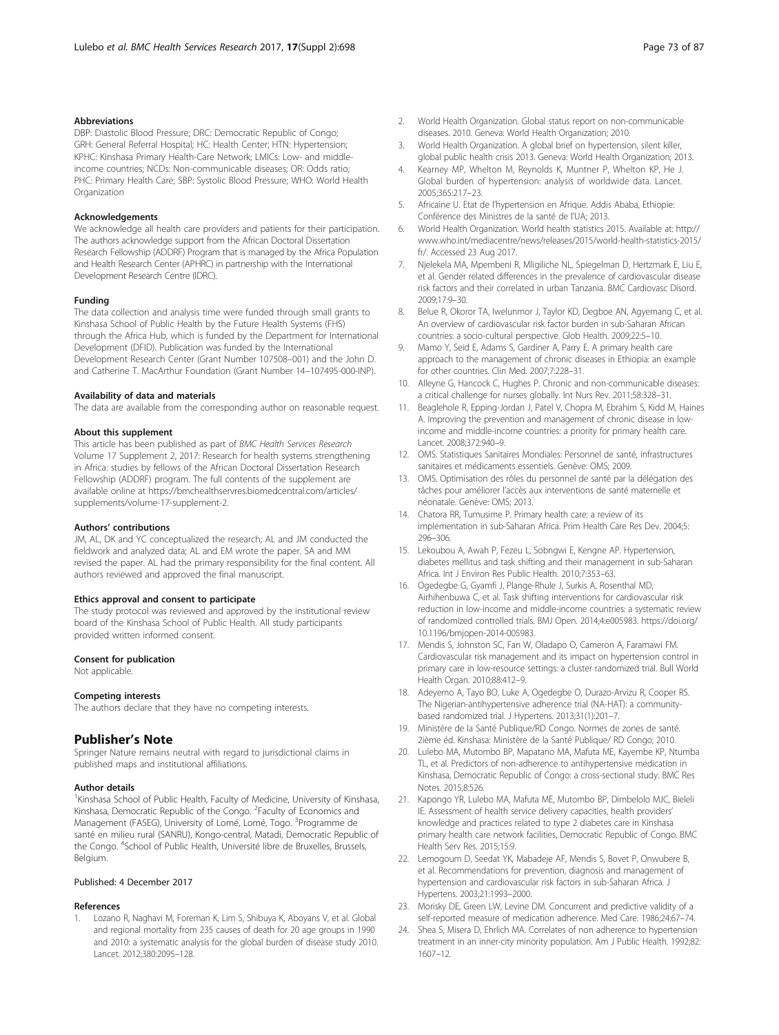### Abbreviations

DBP: Diastolic Blood Pressure; DRC: Democratic Republic of Congo; GRH: General Referral Hospital; HC: Health Center; HTN: Hypertension; KPHC: Kinshasa Primary Health-Care Network; LMICs: Low- and middle-income countries; NCDs: Non-communicable diseases; OR: Odds ratio; PHC: Primary Health Care; SBP: Systolic Blood Pressure; WHO: World Health Organization

### Acknowledgements

We acknowledge all health care providers and patients for their participation. The authors acknowledge support from the African Doctoral Dissertation Research Fellowship (ADDRF) Program that is managed by the Africa Population and Health Research Center (APHRC) in partnership with the International Development Research Centre (IDRC).

### Funding

The data collection and analysis time were funded through small grants to Kinshasa School of Public Health by the Future Health Systems (FHS) through the Africa Hub, which is funded by the Department for International Development (DFID). Publication was funded by the International Development Research Center (Grant Number 107508–001) and the John D. and Catherine T. MacArthur Foundation (Grant Number 14–107495-000-INP).

### Availability of data and materials

The data are available from the corresponding author on reasonable request.

### About this supplement

This article has been published as part of *BMC Health Services Research* Volume 17 Supplement 2, 2017: Research for health systems strengthening in Africa: studies by fellows of the African Doctoral Dissertation Research Fellowship (ADDRF) program. The full contents of the supplement are available online at https://bmchealthservres.biomedcentral.com/articles/supplements/volume-17-supplement-2.

### Authors' contributions

JM, AL, DK and YC conceptualized the research; AL and JM conducted the fieldwork and analyzed data; AL and EM wrote the paper. SA and MM revised the paper. AL had the primary responsibility for the final content. All authors reviewed and approved the final manuscript.

### Ethics approval and consent to participate

The study protocol was reviewed and approved by the institutional review board of the Kinshasa School of Public Health. All study participants provided written informed consent.

### Consent for publication

Not applicable.

### Competing interests

The authors declare that they have no competing interests.

## Publisher's Note

Springer Nature remains neutral with regard to jurisdictional claims in published maps and institutional affiliations.

### Author details

[1]Kinshasa School of Public Health, Faculty of Medicine, University of Kinshasa, Kinshasa, Democratic Republic of the Congo. [2]Faculty of Economics and Management (FASEG), University of Lomé, Lomé, Togo. [3]Programme de santé en milieu rural (SANRU), Kongo-central, Matadi, Democratic Republic of the Congo. [4]School of Public Health, Université libre de Bruxelles, Brussels, Belgium.

Published: 4 December 2017

### References

1. Lozano R, Naghavi M, Foreman K, Lim S, Shibuya K, Aboyans V, et al. Global and regional mortality from 235 causes of death for 20 age groups in 1990 and 2010: a systematic analysis for the global burden of disease study 2010. Lancet. 2012;380:2095–128.
2. World Health Organization. Global status report on non-communicable diseases. 2010. Geneva: World Health Organization; 2010.
3. World Health Organization. A global brief on hypertension, silent killer, global public health crisis 2013. Geneva: World Health Organization; 2013.
4. Kearney MP, Whelton M, Reynolds K, Muntner P, Whelton KP, He J. Global burden of hypertension: analysis of worldwide data. Lancet. 2005;365:217–23.
5. Africaine U. Etat de l'hypertension en Afrique. Addis Ababa, Ethiopie: Conférence des Ministres de la santé de l'UA; 2013.
6. World Health Organization. World health statistics 2015. Available at: http://www.who.int/mediacentre/news/releases/2015/world-health-statistics-2015/fr/. Accessed 23 Aug 2017.
7. Njelekela MA, Mpembeni R, Mligiliche NL, Spiegelman D, Hertzmark E, Liu E, et al. Gender related differences in the prevalence of cardiovascular disease risk factors and their correlated in urban Tanzania. BMC Cardiovasc Disord. 2009;17:9–30.
8. Belue R, Okoror TA, Iwelunmor J, Taylor KD, Degboe AN, Agyemang C, et al. An overview of cardiovascular risk factor burden in sub-Saharan African countries: a socio-cultural perspective. Glob Health. 2009;22:5–10.
9. Mamo Y, Seid E, Adams S, Gardiner A, Parry E. A primary health care approach to the management of chronic diseases in Ethiopia: an example for other countries. Clin Med. 2007;7:228–31.
10. Alleyne G, Hancock C, Hughes P. Chronic and non-communicable diseases: a critical challenge for nurses globally. Int Nurs Rev. 2011;58:328–31.
11. Beaglehole R, Epping-Jordan J, Patel V, Chopra M, Ebrahim S, Kidd M, Haines A. Improving the prevention and management of chronic disease in low-income and middle-income countries: a priority for primary health care. Lancet. 2008;372:940–9.
12. OMS. Statistiques Sanitaires Mondiales: Personnel de santé, infrastructures sanitaires et médicaments essentiels. Genève: OMS; 2009.
13. OMS. Optimisation des rôles du personnel de santé par la délégation des tâches pour améliorer l'accès aux interventions de santé maternelle et néonatale. Genève: OMS; 2013.
14. Chatora RR, Tumusime P. Primary health care: a review of its implementation in sub-Saharan Africa. Prim Health Care Res Dev. 2004;5:296–306.
15. Lekoubou A, Awah P, Fezeu L, Sobngwi E, Kengne AP. Hypertension, diabetes mellitus and task shifting and their management in sub-Saharan Africa. Int J Environ Res Public Health. 2010;7:353–63.
16. Ogedegbe G, Gyamfi J, Plange-Rhule J, Surkis A, Rosenthal MD, Airhihenbuwa C, et al. Task shifting interventions for cardiovascular risk reduction in low-income and middle-income countries: a systematic review of randomized controlled trials. BMJ Open. 2014;4:e005983. https://doi.org/10.1196/bmjopen-2014-005983.
17. Mendis S, Johnston SC, Fan W, Oladapo O, Cameron A, Faramawi FM. Cardiovascular risk management and its impact on hypertension control in primary care in low-resource settings: a cluster randomized trial. Bull World Health Organ. 2010;88:412–9.
18. Adeyemo A, Tayo BO, Luke A, Ogedegbe O, Durazo-Arvizu R, Cooper RS. The Nigerian-antihypertensive adherence trial (NA-HAT): a community-based randomized trial. J Hypertens. 2013;31(1):201–7.
19. Ministère de la Santé Publique/RD Congo. Normes de zones de santé. 2ième éd. Kinshasa: Ministère de la Santé Publique/ RD Congo; 2010.
20. Lulebo MA, Mutombo BP, Mapatano MA, Mafuta ME, Kayembe KP, Ntumba TL, et al. Predictors of non-adherence to antihypertensive medication in Kinshasa, Democratic Republic of Congo: a cross-sectional study. BMC Res Notes. 2015;8:526.
21. Kapongo YR, Lulebo MA, Mafuta ME, Mutombo BP, Dimbelolo MJC, Bieleli IE. Assessment of health service delivery capacities, health providers' knowledge and practices related to type 2 diabetes care in Kinshasa primary health care network facilities, Democratic Republic of Congo. BMC Health Serv Res. 2015;15:9.
22. Lemogoum D, Seedat YK, Mabadeje AF, Mendis S, Bovet P, Onwubere B, et al. Recommendations for prevention, diagnosis and management of hypertension and cardiovascular risk factors in sub-Saharan Africa. J Hypertens. 2003;21:1993–2000.
23. Morisky DE, Green LW, Levine DM. Concurrent and predictive validity of a self-reported measure of medication adherence. Med Care. 1986;24:67–74.
24. Shea S, Misera D, Ehrlich MA. Correlates of non adherence to hypertension treatment in an inner-city minority population. Am J Public Health. 1992;82:1607–12.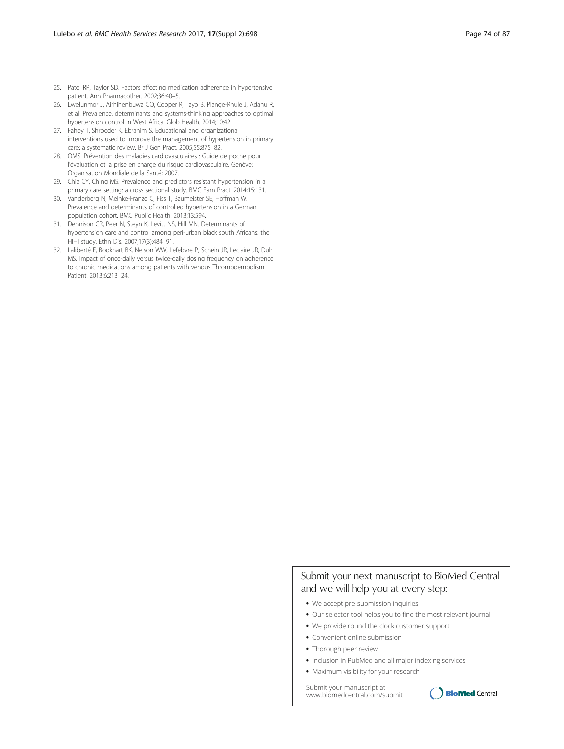25. Patel RP, Taylor SD. Factors affecting medication adherence in hypertensive patient. Ann Pharmacother. 2002;36:40–5.
26. Lwelunmor J, Airhihenbuwa CO, Cooper R, Tayo B, Plange-Rhule J, Adanu R, et al. Prevalence, determinants and systems-thinking approaches to optimal hypertension control in West Africa. Glob Health. 2014;10:42.
27. Fahey T, Shroeder K, Ebrahim S. Educational and organizational interventions used to improve the management of hypertension in primary care: a systematic review. Br J Gen Pract. 2005;55:875–82.
28. OMS. Prévention des maladies cardiovasculaires : Guide de poche pour l'évaluation et la prise en charge du risque cardiovasculaire. Genève: Organisation Mondiale de la Santé; 2007.
29. Chia CY, Ching MS. Prevalence and predictors resistant hypertension in a primary care setting: a cross sectional study. BMC Fam Pract. 2014;15:131.
30. Vanderberg N, Meinke-Franze C, Fiss T, Baumeister SE, Hoffman W. Prevalence and determinants of controlled hypertension in a German population cohort. BMC Public Health. 2013;13:594.
31. Dennison CR, Peer N, Steyn K, Levitt NS, Hill MN. Determinants of hypertension care and control among peri-urban black south Africans: the HIHI study. Ethn Dis. 2007;17(3):484–91.
32. Laliberté F, Bookhart BK, Nelson WW, Lefebvre P, Schein JR, Leclaire JR, Duh MS. Impact of once-daily versus twice-daily dosing frequency on adherence to chronic medications among patients with venous Thromboembolism. Patient. 2013;6:213–24.

Submit your next manuscript to BioMed Central and we will help you at every step:

- We accept pre-submission inquiries
- Our selector tool helps you to find the most relevant journal
- We provide round the clock customer support
- Convenient online submission
- Thorough peer review
- Inclusion in PubMed and all major indexing services
- Maximum visibility for your research

Submit your manuscript at
www.biomedcentral.com/submit

BioMed Central